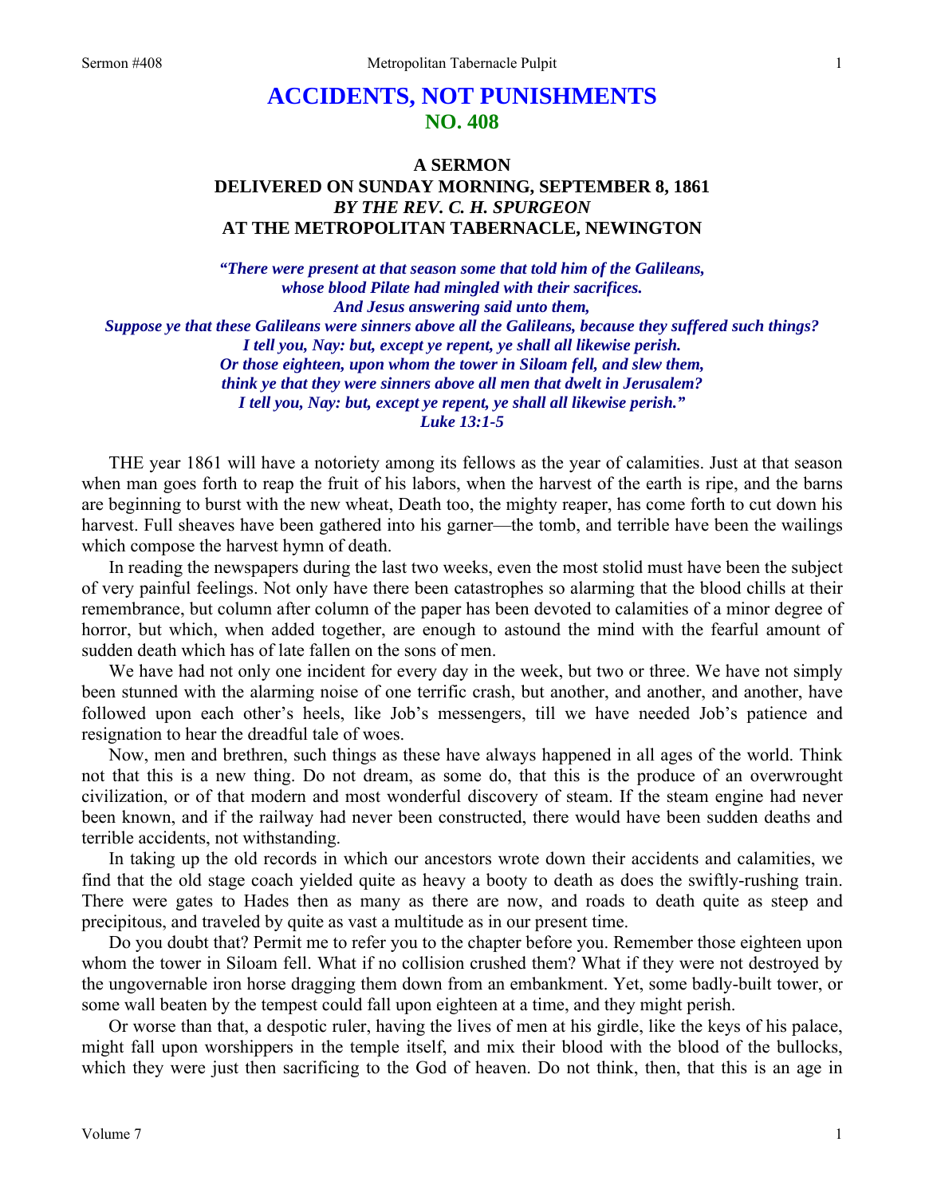# ACCIDENTS, NOT PUNISHMENTS
## NO. 408

### A SERMON
### DELIVERED ON SUNDAY MORNING, SEPTEMBER 8, 1861
### *BY THE REV. C. H. SPURGEON*
### AT THE METROPOLITAN TABERNACLE, NEWINGTON

***"There were present at that season some that told him of the Galileans, whose blood Pilate had mingled with their sacrifices. And Jesus answering said unto them, Suppose ye that these Galileans were sinners above all the Galileans, because they suffered such things? I tell you, Nay: but, except ye repent, ye shall all likewise perish. Or those eighteen, upon whom the tower in Siloam fell, and slew them, think ye that they were sinners above all men that dwelt in Jerusalem? I tell you, Nay: but, except ye repent, ye shall all likewise perish." Luke 13:1-5***

THE year 1861 will have a notoriety among its fellows as the year of calamities. Just at that season when man goes forth to reap the fruit of his labors, when the harvest of the earth is ripe, and the barns are beginning to burst with the new wheat, Death too, the mighty reaper, has come forth to cut down his harvest. Full sheaves have been gathered into his garner—the tomb, and terrible have been the wailings which compose the harvest hymn of death.

In reading the newspapers during the last two weeks, even the most stolid must have been the subject of very painful feelings. Not only have there been catastrophes so alarming that the blood chills at their remembrance, but column after column of the paper has been devoted to calamities of a minor degree of horror, but which, when added together, are enough to astound the mind with the fearful amount of sudden death which has of late fallen on the sons of men.

We have had not only one incident for every day in the week, but two or three. We have not simply been stunned with the alarming noise of one terrific crash, but another, and another, and another, have followed upon each other's heels, like Job's messengers, till we have needed Job's patience and resignation to hear the dreadful tale of woes.

Now, men and brethren, such things as these have always happened in all ages of the world. Think not that this is a new thing. Do not dream, as some do, that this is the produce of an overwrought civilization, or of that modern and most wonderful discovery of steam. If the steam engine had never been known, and if the railway had never been constructed, there would have been sudden deaths and terrible accidents, not withstanding.

In taking up the old records in which our ancestors wrote down their accidents and calamities, we find that the old stage coach yielded quite as heavy a booty to death as does the swiftly-rushing train. There were gates to Hades then as many as there are now, and roads to death quite as steep and precipitous, and traveled by quite as vast a multitude as in our present time.

Do you doubt that? Permit me to refer you to the chapter before you. Remember those eighteen upon whom the tower in Siloam fell. What if no collision crushed them? What if they were not destroyed by the ungovernable iron horse dragging them down from an embankment. Yet, some badly-built tower, or some wall beaten by the tempest could fall upon eighteen at a time, and they might perish.

Or worse than that, a despotic ruler, having the lives of men at his girdle, like the keys of his palace, might fall upon worshippers in the temple itself, and mix their blood with the blood of the bullocks, which they were just then sacrificing to the God of heaven. Do not think, then, that this is an age in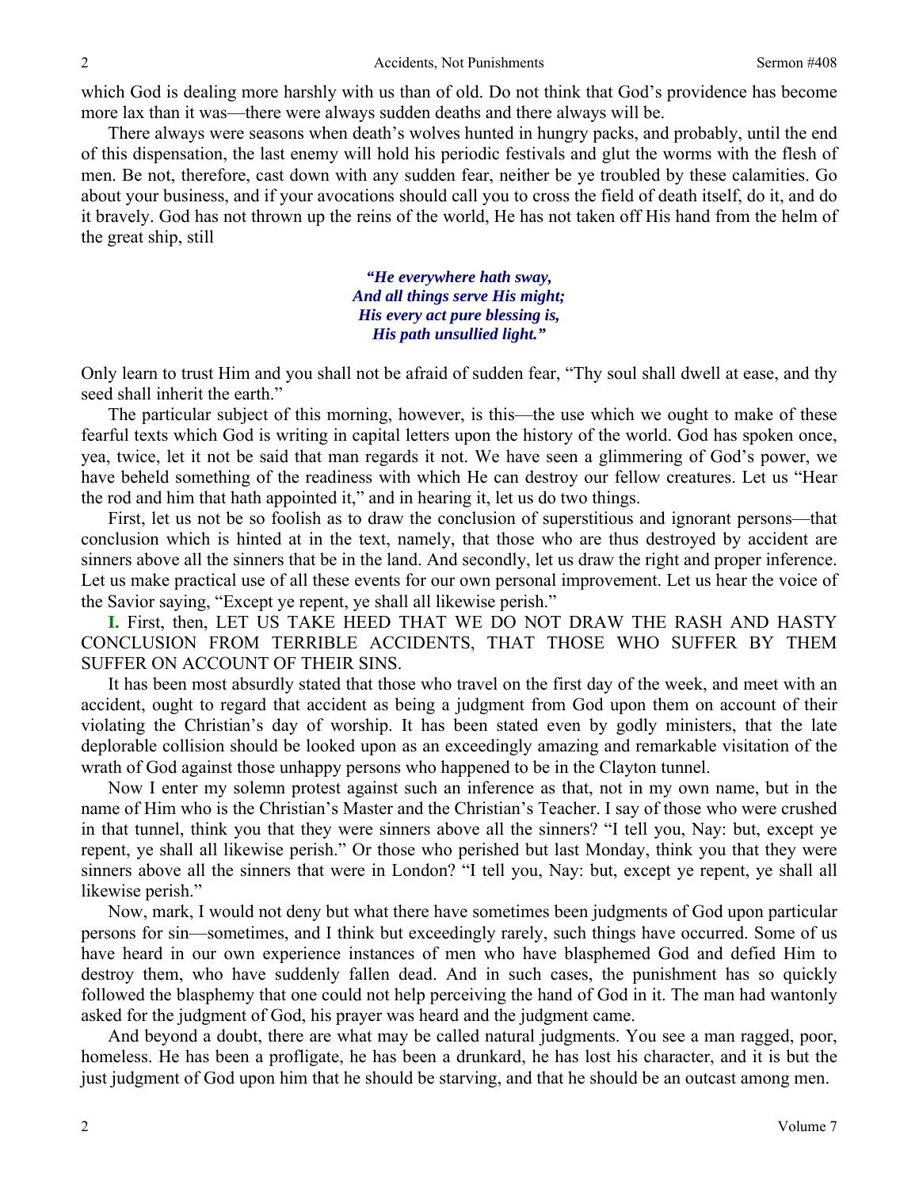which God is dealing more harshly with us than of old. Do not think that God's providence has become more lax than it was—there were always sudden deaths and there always will be.

There always were seasons when death's wolves hunted in hungry packs, and probably, until the end of this dispensation, the last enemy will hold his periodic festivals and glut the worms with the flesh of men. Be not, therefore, cast down with any sudden fear, neither be ye troubled by these calamities. Go about your business, and if your avocations should call you to cross the field of death itself, do it, and do it bravely. God has not thrown up the reins of the world, He has not taken off His hand from the helm of the great ship, still

> ***"He everywhere hath sway,***
> ***And all things serve His might;***
> ***His every act pure blessing is,***
> ***His path unsullied light."***

Only learn to trust Him and you shall not be afraid of sudden fear, "Thy soul shall dwell at ease, and thy seed shall inherit the earth."

The particular subject of this morning, however, is this—the use which we ought to make of these fearful texts which God is writing in capital letters upon the history of the world. God has spoken once, yea, twice, let it not be said that man regards it not. We have seen a glimmering of God's power, we have beheld something of the readiness with which He can destroy our fellow creatures. Let us "Hear the rod and him that hath appointed it," and in hearing it, let us do two things.

First, let us not be so foolish as to draw the conclusion of superstitious and ignorant persons—that conclusion which is hinted at in the text, namely, that those who are thus destroyed by accident are sinners above all the sinners that be in the land. And secondly, let us draw the right and proper inference. Let us make practical use of all these events for our own personal improvement. Let us hear the voice of the Savior saying, "Except ye repent, ye shall all likewise perish."

**I.** First, then, LET US TAKE HEED THAT WE DO NOT DRAW THE RASH AND HASTY CONCLUSION FROM TERRIBLE ACCIDENTS, THAT THOSE WHO SUFFER BY THEM SUFFER ON ACCOUNT OF THEIR SINS.

It has been most absurdly stated that those who travel on the first day of the week, and meet with an accident, ought to regard that accident as being a judgment from God upon them on account of their violating the Christian's day of worship. It has been stated even by godly ministers, that the late deplorable collision should be looked upon as an exceedingly amazing and remarkable visitation of the wrath of God against those unhappy persons who happened to be in the Clayton tunnel.

Now I enter my solemn protest against such an inference as that, not in my own name, but in the name of Him who is the Christian's Master and the Christian's Teacher. I say of those who were crushed in that tunnel, think you that they were sinners above all the sinners? "I tell you, Nay: but, except ye repent, ye shall all likewise perish." Or those who perished but last Monday, think you that they were sinners above all the sinners that were in London? "I tell you, Nay: but, except ye repent, ye shall all likewise perish."

Now, mark, I would not deny but what there have sometimes been judgments of God upon particular persons for sin—sometimes, and I think but exceedingly rarely, such things have occurred. Some of us have heard in our own experience instances of men who have blasphemed God and defied Him to destroy them, who have suddenly fallen dead. And in such cases, the punishment has so quickly followed the blasphemy that one could not help perceiving the hand of God in it. The man had wantonly asked for the judgment of God, his prayer was heard and the judgment came.

And beyond a doubt, there are what may be called natural judgments. You see a man ragged, poor, homeless. He has been a profligate, he has been a drunkard, he has lost his character, and it is but the just judgment of God upon him that he should be starving, and that he should be an outcast among men.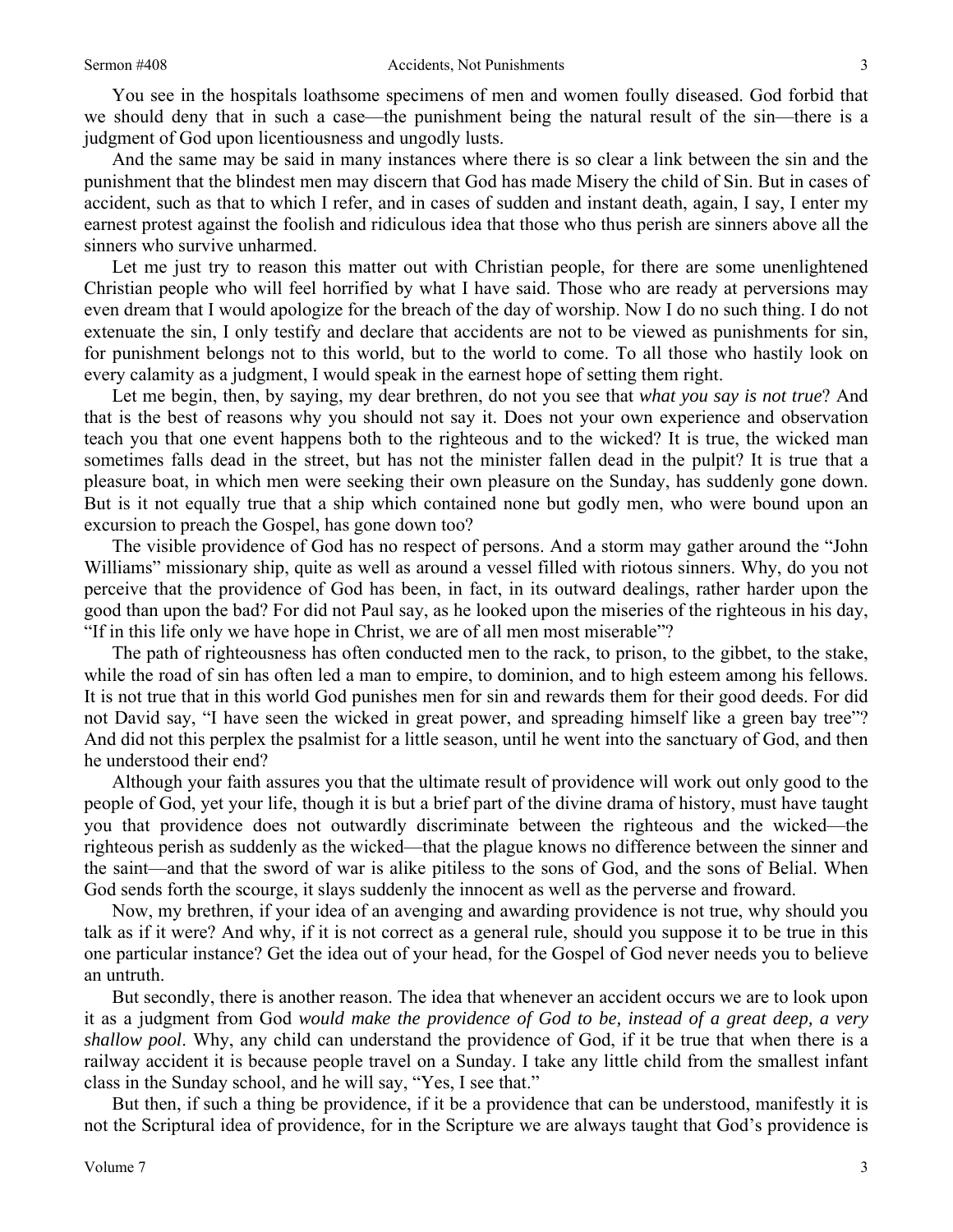You see in the hospitals loathsome specimens of men and women foully diseased. God forbid that we should deny that in such a case—the punishment being the natural result of the sin—there is a judgment of God upon licentiousness and ungodly lusts.

And the same may be said in many instances where there is so clear a link between the sin and the punishment that the blindest men may discern that God has made Misery the child of Sin. But in cases of accident, such as that to which I refer, and in cases of sudden and instant death, again, I say, I enter my earnest protest against the foolish and ridiculous idea that those who thus perish are sinners above all the sinners who survive unharmed.

Let me just try to reason this matter out with Christian people, for there are some unenlightened Christian people who will feel horrified by what I have said. Those who are ready at perversions may even dream that I would apologize for the breach of the day of worship. Now I do no such thing. I do not extenuate the sin, I only testify and declare that accidents are not to be viewed as punishments for sin, for punishment belongs not to this world, but to the world to come. To all those who hastily look on every calamity as a judgment, I would speak in the earnest hope of setting them right.

Let me begin, then, by saying, my dear brethren, do not you see that *what you say is not true*? And that is the best of reasons why you should not say it. Does not your own experience and observation teach you that one event happens both to the righteous and to the wicked? It is true, the wicked man sometimes falls dead in the street, but has not the minister fallen dead in the pulpit? It is true that a pleasure boat, in which men were seeking their own pleasure on the Sunday, has suddenly gone down. But is it not equally true that a ship which contained none but godly men, who were bound upon an excursion to preach the Gospel, has gone down too?

The visible providence of God has no respect of persons. And a storm may gather around the "John Williams" missionary ship, quite as well as around a vessel filled with riotous sinners. Why, do you not perceive that the providence of God has been, in fact, in its outward dealings, rather harder upon the good than upon the bad? For did not Paul say, as he looked upon the miseries of the righteous in his day, "If in this life only we have hope in Christ, we are of all men most miserable"?

The path of righteousness has often conducted men to the rack, to prison, to the gibbet, to the stake, while the road of sin has often led a man to empire, to dominion, and to high esteem among his fellows. It is not true that in this world God punishes men for sin and rewards them for their good deeds. For did not David say, "I have seen the wicked in great power, and spreading himself like a green bay tree"? And did not this perplex the psalmist for a little season, until he went into the sanctuary of God, and then he understood their end?

Although your faith assures you that the ultimate result of providence will work out only good to the people of God, yet your life, though it is but a brief part of the divine drama of history, must have taught you that providence does not outwardly discriminate between the righteous and the wicked—the righteous perish as suddenly as the wicked—that the plague knows no difference between the sinner and the saint—and that the sword of war is alike pitiless to the sons of God, and the sons of Belial. When God sends forth the scourge, it slays suddenly the innocent as well as the perverse and froward.

Now, my brethren, if your idea of an avenging and awarding providence is not true, why should you talk as if it were? And why, if it is not correct as a general rule, should you suppose it to be true in this one particular instance? Get the idea out of your head, for the Gospel of God never needs you to believe an untruth.

But secondly, there is another reason. The idea that whenever an accident occurs we are to look upon it as a judgment from God *would make the providence of God to be, instead of a great deep, a very shallow pool*. Why, any child can understand the providence of God, if it be true that when there is a railway accident it is because people travel on a Sunday. I take any little child from the smallest infant class in the Sunday school, and he will say, "Yes, I see that."

But then, if such a thing be providence, if it be a providence that can be understood, manifestly it is not the Scriptural idea of providence, for in the Scripture we are always taught that God's providence is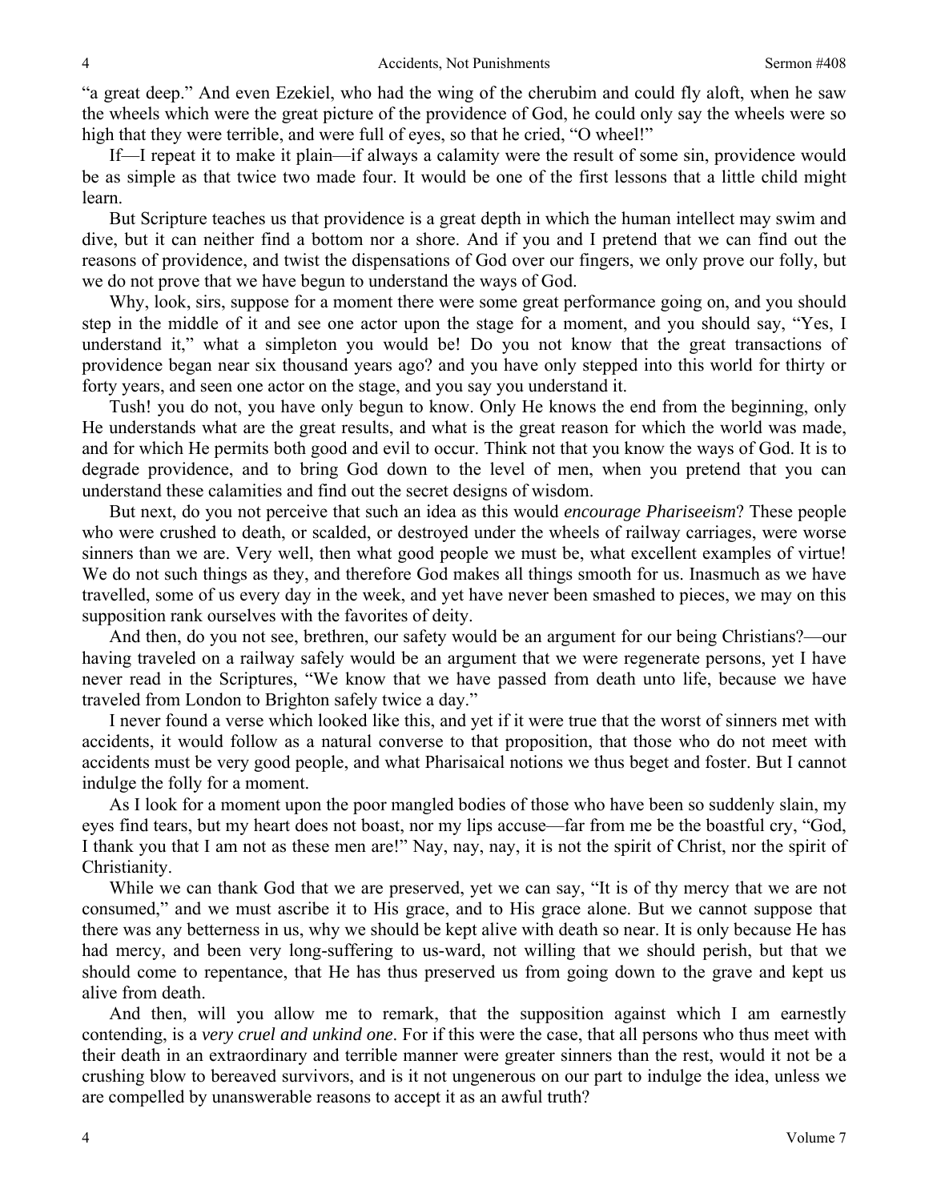"a great deep." And even Ezekiel, who had the wing of the cherubim and could fly aloft, when he saw the wheels which were the great picture of the providence of God, he could only say the wheels were so high that they were terrible, and were full of eyes, so that he cried, "O wheel!"

If—I repeat it to make it plain—if always a calamity were the result of some sin, providence would be as simple as that twice two made four. It would be one of the first lessons that a little child might learn.

But Scripture teaches us that providence is a great depth in which the human intellect may swim and dive, but it can neither find a bottom nor a shore. And if you and I pretend that we can find out the reasons of providence, and twist the dispensations of God over our fingers, we only prove our folly, but we do not prove that we have begun to understand the ways of God.

Why, look, sirs, suppose for a moment there were some great performance going on, and you should step in the middle of it and see one actor upon the stage for a moment, and you should say, "Yes, I understand it," what a simpleton you would be! Do you not know that the great transactions of providence began near six thousand years ago? and you have only stepped into this world for thirty or forty years, and seen one actor on the stage, and you say you understand it.

Tush! you do not, you have only begun to know. Only He knows the end from the beginning, only He understands what are the great results, and what is the great reason for which the world was made, and for which He permits both good and evil to occur. Think not that you know the ways of God. It is to degrade providence, and to bring God down to the level of men, when you pretend that you can understand these calamities and find out the secret designs of wisdom.

But next, do you not perceive that such an idea as this would *encourage Phariseeism*? These people who were crushed to death, or scalded, or destroyed under the wheels of railway carriages, were worse sinners than we are. Very well, then what good people we must be, what excellent examples of virtue! We do not such things as they, and therefore God makes all things smooth for us. Inasmuch as we have travelled, some of us every day in the week, and yet have never been smashed to pieces, we may on this supposition rank ourselves with the favorites of deity.

And then, do you not see, brethren, our safety would be an argument for our being Christians?—our having traveled on a railway safely would be an argument that we were regenerate persons, yet I have never read in the Scriptures, "We know that we have passed from death unto life, because we have traveled from London to Brighton safely twice a day."

I never found a verse which looked like this, and yet if it were true that the worst of sinners met with accidents, it would follow as a natural converse to that proposition, that those who do not meet with accidents must be very good people, and what Pharisaical notions we thus beget and foster. But I cannot indulge the folly for a moment.

As I look for a moment upon the poor mangled bodies of those who have been so suddenly slain, my eyes find tears, but my heart does not boast, nor my lips accuse—far from me be the boastful cry, "God, I thank you that I am not as these men are!" Nay, nay, nay, it is not the spirit of Christ, nor the spirit of Christianity.

While we can thank God that we are preserved, yet we can say, "It is of thy mercy that we are not consumed," and we must ascribe it to His grace, and to His grace alone. But we cannot suppose that there was any betterness in us, why we should be kept alive with death so near. It is only because He has had mercy, and been very long-suffering to us-ward, not willing that we should perish, but that we should come to repentance, that He has thus preserved us from going down to the grave and kept us alive from death.

And then, will you allow me to remark, that the supposition against which I am earnestly contending, is a *very cruel and unkind one*. For if this were the case, that all persons who thus meet with their death in an extraordinary and terrible manner were greater sinners than the rest, would it not be a crushing blow to bereaved survivors, and is it not ungenerous on our part to indulge the idea, unless we are compelled by unanswerable reasons to accept it as an awful truth?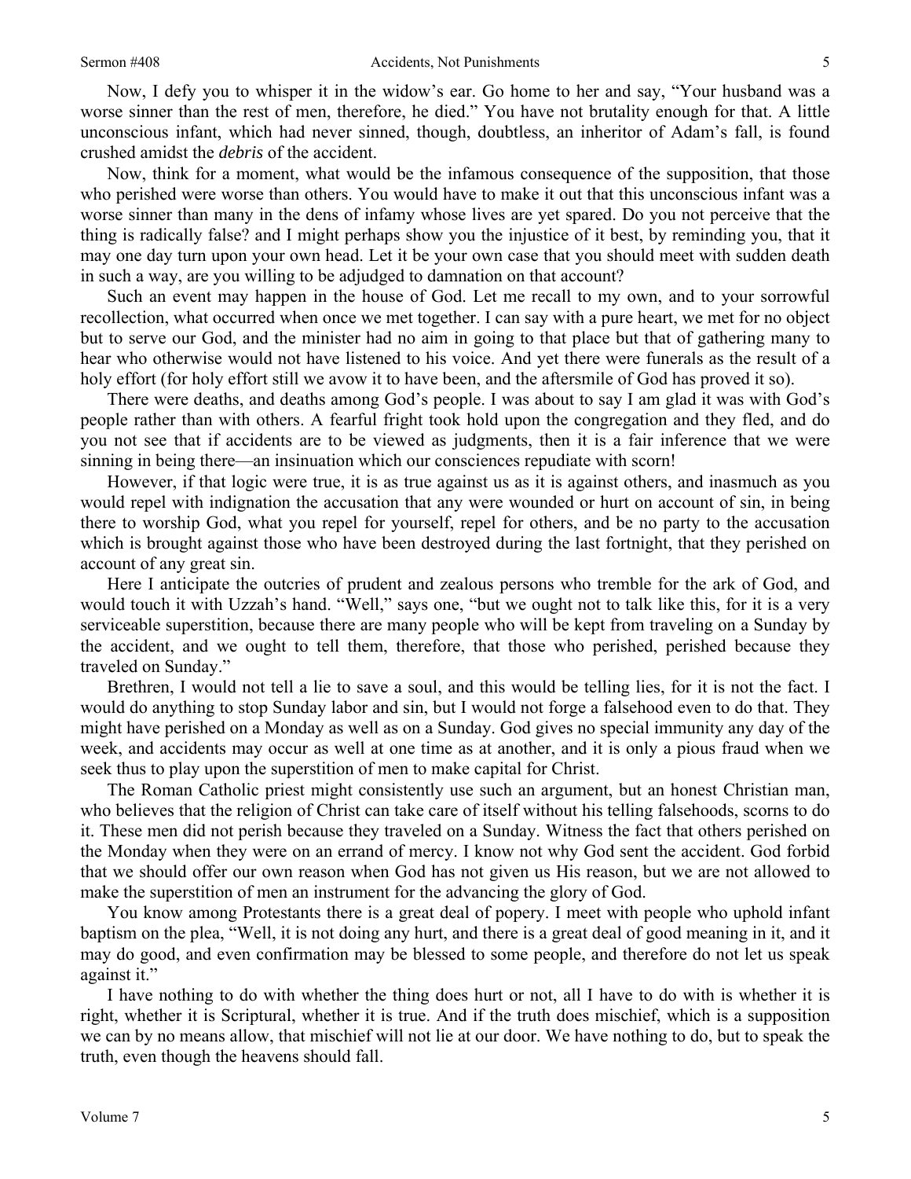Now, I defy you to whisper it in the widow's ear. Go home to her and say, "Your husband was a worse sinner than the rest of men, therefore, he died." You have not brutality enough for that. A little unconscious infant, which had never sinned, though, doubtless, an inheritor of Adam's fall, is found crushed amidst the *debris* of the accident.

Now, think for a moment, what would be the infamous consequence of the supposition, that those who perished were worse than others. You would have to make it out that this unconscious infant was a worse sinner than many in the dens of infamy whose lives are yet spared. Do you not perceive that the thing is radically false? and I might perhaps show you the injustice of it best, by reminding you, that it may one day turn upon your own head. Let it be your own case that you should meet with sudden death in such a way, are you willing to be adjudged to damnation on that account?

Such an event may happen in the house of God. Let me recall to my own, and to your sorrowful recollection, what occurred when once we met together. I can say with a pure heart, we met for no object but to serve our God, and the minister had no aim in going to that place but that of gathering many to hear who otherwise would not have listened to his voice. And yet there were funerals as the result of a holy effort (for holy effort still we avow it to have been, and the aftersmile of God has proved it so).

There were deaths, and deaths among God's people. I was about to say I am glad it was with God's people rather than with others. A fearful fright took hold upon the congregation and they fled, and do you not see that if accidents are to be viewed as judgments, then it is a fair inference that we were sinning in being there—an insinuation which our consciences repudiate with scorn!

However, if that logic were true, it is as true against us as it is against others, and inasmuch as you would repel with indignation the accusation that any were wounded or hurt on account of sin, in being there to worship God, what you repel for yourself, repel for others, and be no party to the accusation which is brought against those who have been destroyed during the last fortnight, that they perished on account of any great sin.

Here I anticipate the outcries of prudent and zealous persons who tremble for the ark of God, and would touch it with Uzzah's hand. "Well," says one, "but we ought not to talk like this, for it is a very serviceable superstition, because there are many people who will be kept from traveling on a Sunday by the accident, and we ought to tell them, therefore, that those who perished, perished because they traveled on Sunday."

Brethren, I would not tell a lie to save a soul, and this would be telling lies, for it is not the fact. I would do anything to stop Sunday labor and sin, but I would not forge a falsehood even to do that. They might have perished on a Monday as well as on a Sunday. God gives no special immunity any day of the week, and accidents may occur as well at one time as at another, and it is only a pious fraud when we seek thus to play upon the superstition of men to make capital for Christ.

The Roman Catholic priest might consistently use such an argument, but an honest Christian man, who believes that the religion of Christ can take care of itself without his telling falsehoods, scorns to do it. These men did not perish because they traveled on a Sunday. Witness the fact that others perished on the Monday when they were on an errand of mercy. I know not why God sent the accident. God forbid that we should offer our own reason when God has not given us His reason, but we are not allowed to make the superstition of men an instrument for the advancing the glory of God.

You know among Protestants there is a great deal of popery. I meet with people who uphold infant baptism on the plea, "Well, it is not doing any hurt, and there is a great deal of good meaning in it, and it may do good, and even confirmation may be blessed to some people, and therefore do not let us speak against it."

I have nothing to do with whether the thing does hurt or not, all I have to do with is whether it is right, whether it is Scriptural, whether it is true. And if the truth does mischief, which is a supposition we can by no means allow, that mischief will not lie at our door. We have nothing to do, but to speak the truth, even though the heavens should fall.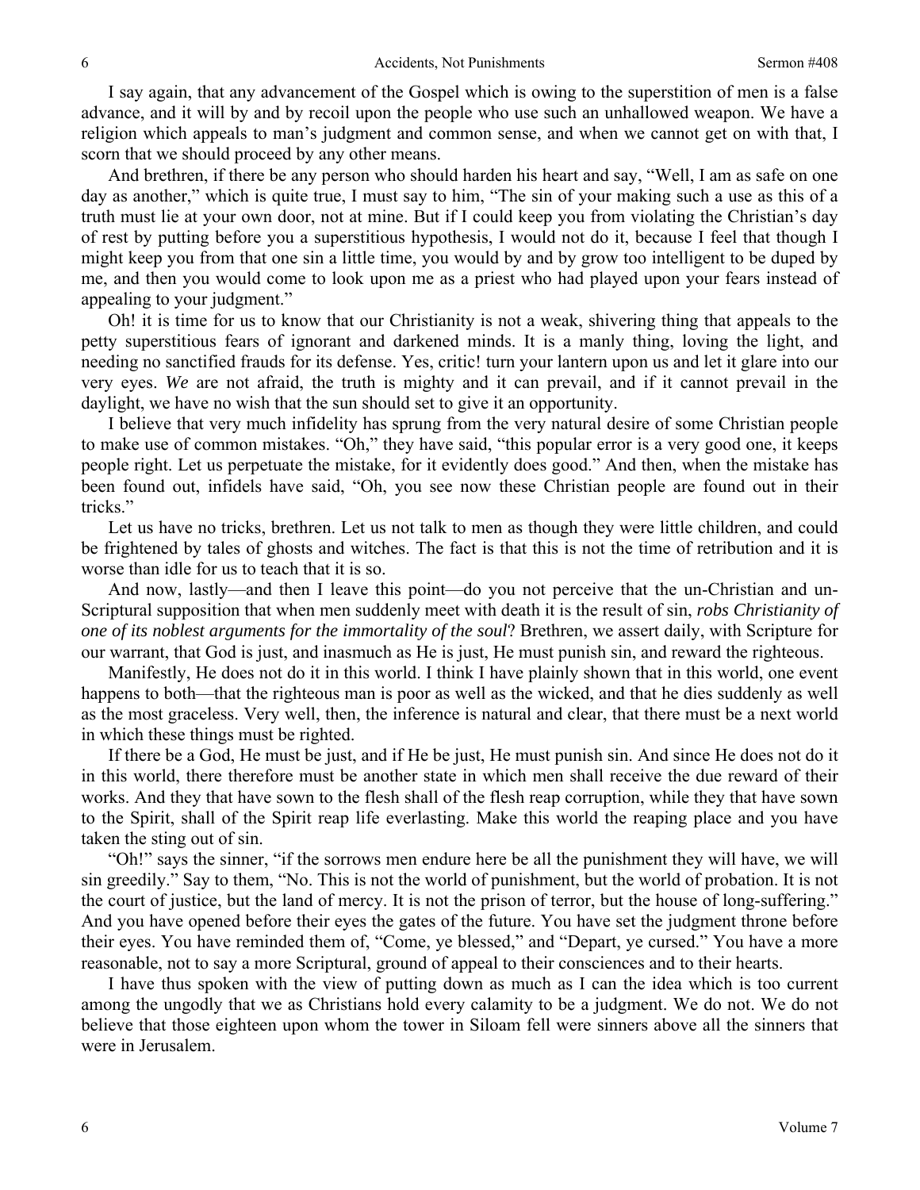I say again, that any advancement of the Gospel which is owing to the superstition of men is a false advance, and it will by and by recoil upon the people who use such an unhallowed weapon. We have a religion which appeals to man's judgment and common sense, and when we cannot get on with that, I scorn that we should proceed by any other means.

And brethren, if there be any person who should harden his heart and say, "Well, I am as safe on one day as another," which is quite true, I must say to him, "The sin of your making such a use as this of a truth must lie at your own door, not at mine. But if I could keep you from violating the Christian's day of rest by putting before you a superstitious hypothesis, I would not do it, because I feel that though I might keep you from that one sin a little time, you would by and by grow too intelligent to be duped by me, and then you would come to look upon me as a priest who had played upon your fears instead of appealing to your judgment."

Oh! it is time for us to know that our Christianity is not a weak, shivering thing that appeals to the petty superstitious fears of ignorant and darkened minds. It is a manly thing, loving the light, and needing no sanctified frauds for its defense. Yes, critic! turn your lantern upon us and let it glare into our very eyes. *We* are not afraid, the truth is mighty and it can prevail, and if it cannot prevail in the daylight, we have no wish that the sun should set to give it an opportunity.

I believe that very much infidelity has sprung from the very natural desire of some Christian people to make use of common mistakes. "Oh," they have said, "this popular error is a very good one, it keeps people right. Let us perpetuate the mistake, for it evidently does good." And then, when the mistake has been found out, infidels have said, "Oh, you see now these Christian people are found out in their tricks."

Let us have no tricks, brethren. Let us not talk to men as though they were little children, and could be frightened by tales of ghosts and witches. The fact is that this is not the time of retribution and it is worse than idle for us to teach that it is so.

And now, lastly—and then I leave this point—do you not perceive that the un-Christian and un-Scriptural supposition that when men suddenly meet with death it is the result of sin, *robs Christianity of one of its noblest arguments for the immortality of the soul*? Brethren, we assert daily, with Scripture for our warrant, that God is just, and inasmuch as He is just, He must punish sin, and reward the righteous.

Manifestly, He does not do it in this world. I think I have plainly shown that in this world, one event happens to both—that the righteous man is poor as well as the wicked, and that he dies suddenly as well as the most graceless. Very well, then, the inference is natural and clear, that there must be a next world in which these things must be righted.

If there be a God, He must be just, and if He be just, He must punish sin. And since He does not do it in this world, there therefore must be another state in which men shall receive the due reward of their works. And they that have sown to the flesh shall of the flesh reap corruption, while they that have sown to the Spirit, shall of the Spirit reap life everlasting. Make this world the reaping place and you have taken the sting out of sin.

"Oh!" says the sinner, "if the sorrows men endure here be all the punishment they will have, we will sin greedily." Say to them, "No. This is not the world of punishment, but the world of probation. It is not the court of justice, but the land of mercy. It is not the prison of terror, but the house of long-suffering." And you have opened before their eyes the gates of the future. You have set the judgment throne before their eyes. You have reminded them of, "Come, ye blessed," and "Depart, ye cursed." You have a more reasonable, not to say a more Scriptural, ground of appeal to their consciences and to their hearts.

I have thus spoken with the view of putting down as much as I can the idea which is too current among the ungodly that we as Christians hold every calamity to be a judgment. We do not. We do not believe that those eighteen upon whom the tower in Siloam fell were sinners above all the sinners that were in Jerusalem.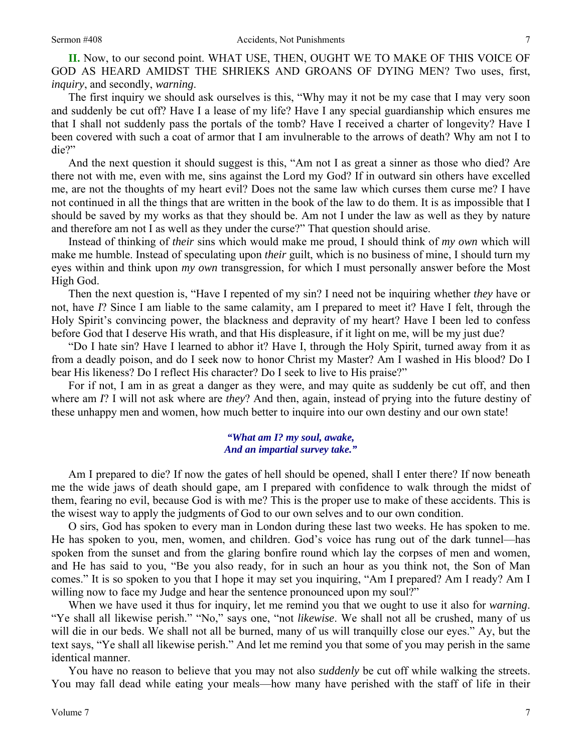**II.** Now, to our second point. WHAT USE, THEN, OUGHT WE TO MAKE OF THIS VOICE OF GOD AS HEARD AMIDST THE SHRIEKS AND GROANS OF DYING MEN? Two uses, first, *inquiry*, and secondly, *warning*.

The first inquiry we should ask ourselves is this, "Why may it not be my case that I may very soon and suddenly be cut off? Have I a lease of my life? Have I any special guardianship which ensures me that I shall not suddenly pass the portals of the tomb? Have I received a charter of longevity? Have I been covered with such a coat of armor that I am invulnerable to the arrows of death? Why am not I to die?"

And the next question it should suggest is this, "Am not I as great a sinner as those who died? Are there not with me, even with me, sins against the Lord my God? If in outward sin others have excelled me, are not the thoughts of my heart evil? Does not the same law which curses them curse me? I have not continued in all the things that are written in the book of the law to do them. It is as impossible that I should be saved by my works as that they should be. Am not I under the law as well as they by nature and therefore am not I as well as they under the curse?" That question should arise.

Instead of thinking of *their* sins which would make me proud, I should think of *my own* which will make me humble. Instead of speculating upon *their* guilt, which is no business of mine, I should turn my eyes within and think upon *my own* transgression, for which I must personally answer before the Most High God.

Then the next question is, "Have I repented of my sin? I need not be inquiring whether *they* have or not, have *I*? Since I am liable to the same calamity, am I prepared to meet it? Have I felt, through the Holy Spirit's convincing power, the blackness and depravity of my heart? Have I been led to confess before God that I deserve His wrath, and that His displeasure, if it light on me, will be my just due?

"Do I hate sin? Have I learned to abhor it? Have I, through the Holy Spirit, turned away from it as from a deadly poison, and do I seek now to honor Christ my Master? Am I washed in His blood? Do I bear His likeness? Do I reflect His character? Do I seek to live to His praise?"

For if not, I am in as great a danger as they were, and may quite as suddenly be cut off, and then where am *I*? I will not ask where are *they*? And then, again, instead of prying into the future destiny of these unhappy men and women, how much better to inquire into our own destiny and our own state!

> ***"What am I? my soul, awake,***
> ***And an impartial survey take."***

Am I prepared to die? If now the gates of hell should be opened, shall I enter there? If now beneath me the wide jaws of death should gape, am I prepared with confidence to walk through the midst of them, fearing no evil, because God is with me? This is the proper use to make of these accidents. This is the wisest way to apply the judgments of God to our own selves and to our own condition.

O sirs, God has spoken to every man in London during these last two weeks. He has spoken to me. He has spoken to you, men, women, and children. God's voice has rung out of the dark tunnel—has spoken from the sunset and from the glaring bonfire round which lay the corpses of men and women, and He has said to you, "Be you also ready, for in such an hour as you think not, the Son of Man comes." It is so spoken to you that I hope it may set you inquiring, "Am I prepared? Am I ready? Am I willing now to face my Judge and hear the sentence pronounced upon my soul?"

When we have used it thus for inquiry, let me remind you that we ought to use it also for *warning*. "Ye shall all likewise perish." "No," says one, "not *likewise*. We shall not all be crushed, many of us will die in our beds. We shall not all be burned, many of us will tranquilly close our eyes." Ay, but the text says, "Ye shall all likewise perish." And let me remind you that some of you may perish in the same identical manner.

You have no reason to believe that you may not also *suddenly* be cut off while walking the streets. You may fall dead while eating your meals—how many have perished with the staff of life in their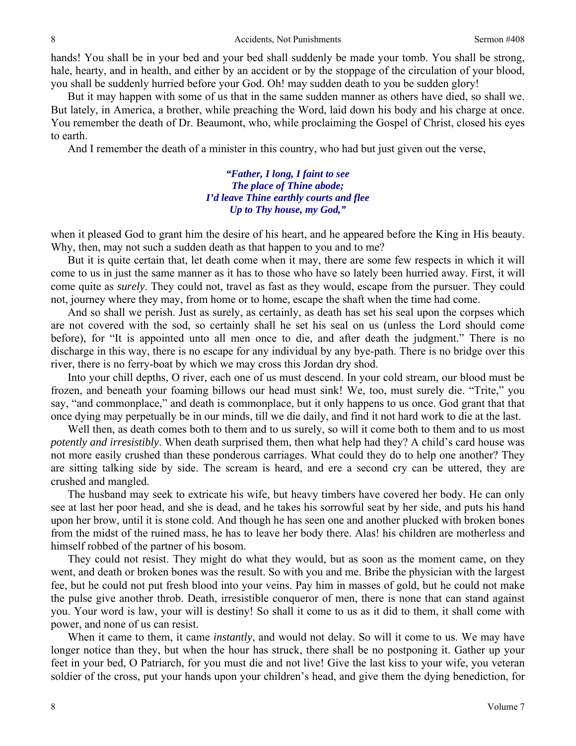hands! You shall be in your bed and your bed shall suddenly be made your tomb. You shall be strong, hale, hearty, and in health, and either by an accident or by the stoppage of the circulation of your blood, you shall be suddenly hurried before your God. Oh! may sudden death to you be sudden glory!

But it may happen with some of us that in the same sudden manner as others have died, so shall we. But lately, in America, a brother, while preaching the Word, laid down his body and his charge at once. You remember the death of Dr. Beaumont, who, while proclaiming the Gospel of Christ, closed his eyes to earth.

And I remember the death of a minister in this country, who had but just given out the verse,

> ***"Father, I long, I faint to see***
> ***The place of Thine abode;***
> ***I'd leave Thine earthly courts and flee***
> ***Up to Thy house, my God,"***

when it pleased God to grant him the desire of his heart, and he appeared before the King in His beauty. Why, then, may not such a sudden death as that happen to you and to me?

But it is quite certain that, let death come when it may, there are some few respects in which it will come to us in just the same manner as it has to those who have so lately been hurried away. First, it will come quite as *surely*. They could not, travel as fast as they would, escape from the pursuer. They could not, journey where they may, from home or to home, escape the shaft when the time had come.

And so shall we perish. Just as surely, as certainly, as death has set his seal upon the corpses which are not covered with the sod, so certainly shall he set his seal on us (unless the Lord should come before), for "It is appointed unto all men once to die, and after death the judgment." There is no discharge in this way, there is no escape for any individual by any bye-path. There is no bridge over this river, there is no ferry-boat by which we may cross this Jordan dry shod.

Into your chill depths, O river, each one of us must descend. In your cold stream, our blood must be frozen, and beneath your foaming billows our head must sink! We, too, must surely die. "Trite," you say, "and commonplace," and death is commonplace, but it only happens to us once. God grant that that once dying may perpetually be in our minds, till we die daily, and find it not hard work to die at the last.

Well then, as death comes both to them and to us surely, so will it come both to them and to us most *potently and irresistibly*. When death surprised them, then what help had they? A child's card house was not more easily crushed than these ponderous carriages. What could they do to help one another? They are sitting talking side by side. The scream is heard, and ere a second cry can be uttered, they are crushed and mangled.

The husband may seek to extricate his wife, but heavy timbers have covered her body. He can only see at last her poor head, and she is dead, and he takes his sorrowful seat by her side, and puts his hand upon her brow, until it is stone cold. And though he has seen one and another plucked with broken bones from the midst of the ruined mass, he has to leave her body there. Alas! his children are motherless and himself robbed of the partner of his bosom.

They could not resist. They might do what they would, but as soon as the moment came, on they went, and death or broken bones was the result. So with you and me. Bribe the physician with the largest fee, but he could not put fresh blood into your veins. Pay him in masses of gold, but he could not make the pulse give another throb. Death, irresistible conqueror of men, there is none that can stand against you. Your word is law, your will is destiny! So shall it come to us as it did to them, it shall come with power, and none of us can resist.

When it came to them, it came *instantly*, and would not delay. So will it come to us. We may have longer notice than they, but when the hour has struck, there shall be no postponing it. Gather up your feet in your bed, O Patriarch, for you must die and not live! Give the last kiss to your wife, you veteran soldier of the cross, put your hands upon your children's head, and give them the dying benediction, for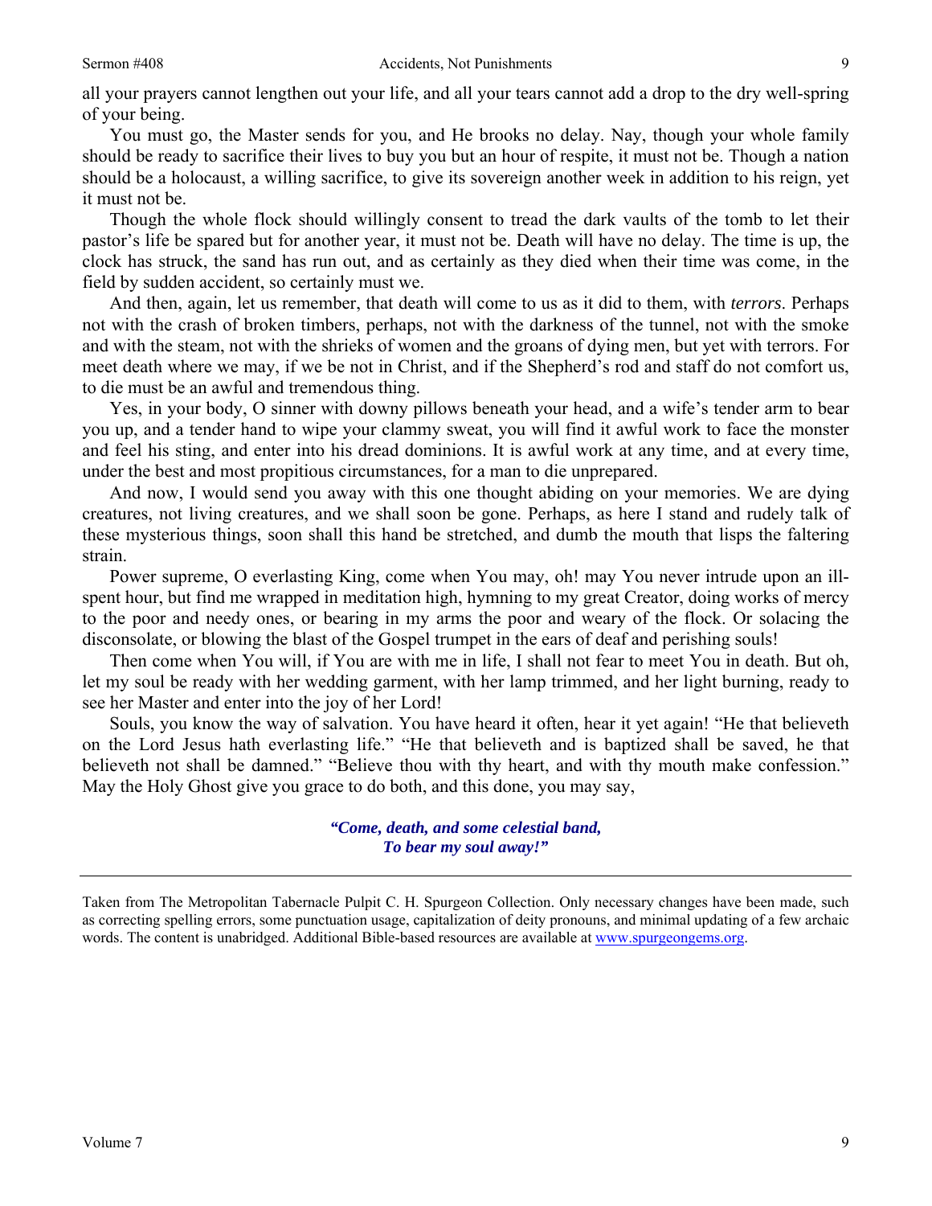all your prayers cannot lengthen out your life, and all your tears cannot add a drop to the dry well-spring of your being.

You must go, the Master sends for you, and He brooks no delay. Nay, though your whole family should be ready to sacrifice their lives to buy you but an hour of respite, it must not be. Though a nation should be a holocaust, a willing sacrifice, to give its sovereign another week in addition to his reign, yet it must not be.

Though the whole flock should willingly consent to tread the dark vaults of the tomb to let their pastor's life be spared but for another year, it must not be. Death will have no delay. The time is up, the clock has struck, the sand has run out, and as certainly as they died when their time was come, in the field by sudden accident, so certainly must we.

And then, again, let us remember, that death will come to us as it did to them, with *terrors*. Perhaps not with the crash of broken timbers, perhaps, not with the darkness of the tunnel, not with the smoke and with the steam, not with the shrieks of women and the groans of dying men, but yet with terrors. For meet death where we may, if we be not in Christ, and if the Shepherd's rod and staff do not comfort us, to die must be an awful and tremendous thing.

Yes, in your body, O sinner with downy pillows beneath your head, and a wife's tender arm to bear you up, and a tender hand to wipe your clammy sweat, you will find it awful work to face the monster and feel his sting, and enter into his dread dominions. It is awful work at any time, and at every time, under the best and most propitious circumstances, for a man to die unprepared.

And now, I would send you away with this one thought abiding on your memories. We are dying creatures, not living creatures, and we shall soon be gone. Perhaps, as here I stand and rudely talk of these mysterious things, soon shall this hand be stretched, and dumb the mouth that lisps the faltering strain.

Power supreme, O everlasting King, come when You may, oh! may You never intrude upon an ill-spent hour, but find me wrapped in meditation high, hymning to my great Creator, doing works of mercy to the poor and needy ones, or bearing in my arms the poor and weary of the flock. Or solacing the disconsolate, or blowing the blast of the Gospel trumpet in the ears of deaf and perishing souls!

Then come when You will, if You are with me in life, I shall not fear to meet You in death. But oh, let my soul be ready with her wedding garment, with her lamp trimmed, and her light burning, ready to see her Master and enter into the joy of her Lord!

Souls, you know the way of salvation. You have heard it often, hear it yet again! "He that believeth on the Lord Jesus hath everlasting life." "He that believeth and is baptized shall be saved, he that believeth not shall be damned." "Believe thou with thy heart, and with thy mouth make confession." May the Holy Ghost give you grace to do both, and this done, you may say,

> ***"Come, death, and some celestial band,***
> ***To bear my soul away!"***

---

Taken from The Metropolitan Tabernacle Pulpit C. H. Spurgeon Collection. Only necessary changes have been made, such as correcting spelling errors, some punctuation usage, capitalization of deity pronouns, and minimal updating of a few archaic words. The content is unabridged. Additional Bible-based resources are available at www.spurgeongems.org.